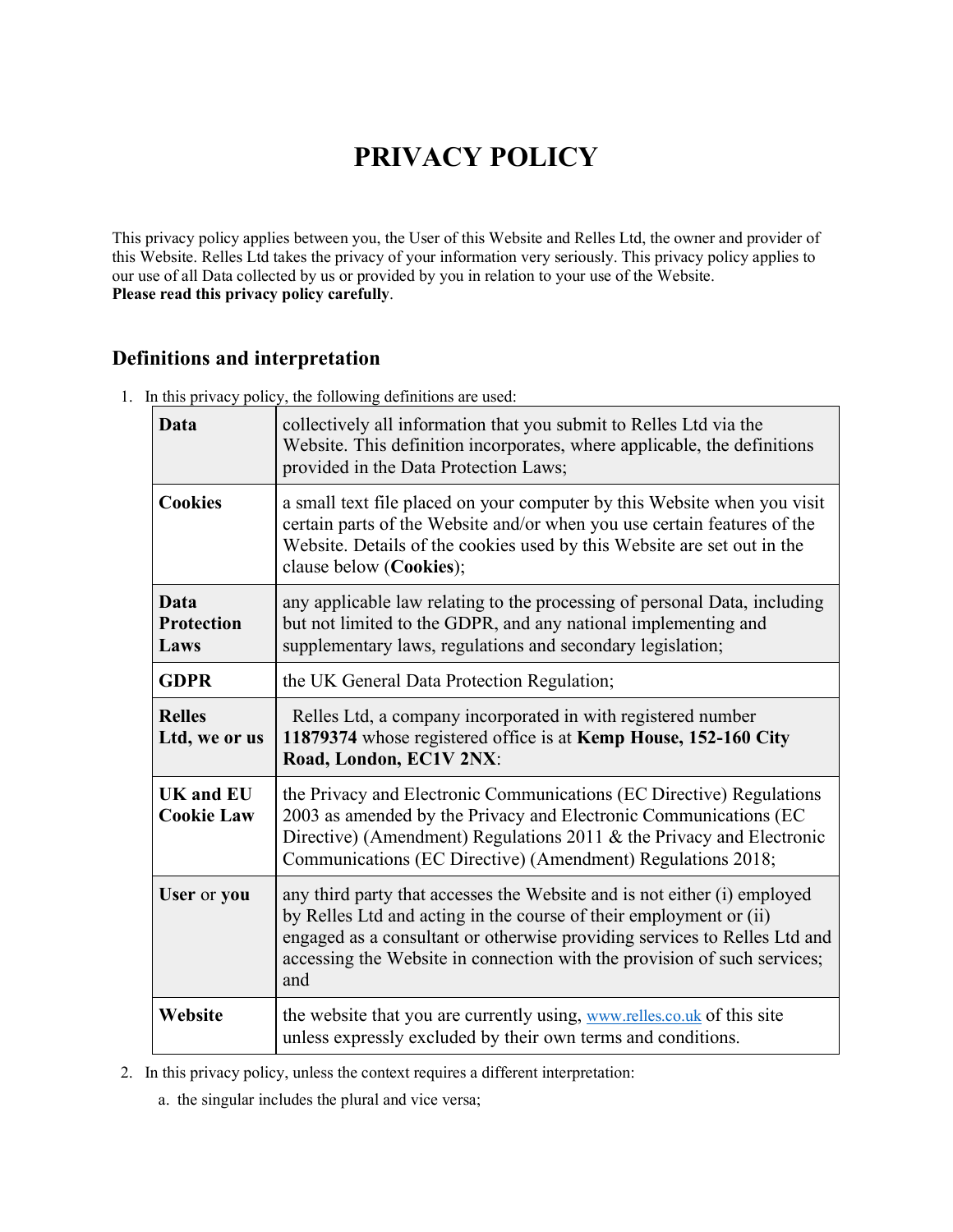# PRIVACY POLICY

This privacy policy applies between you, the User of this Website and Relles Ltd, the owner and provider of this Website. Relles Ltd takes the privacy of your information very seriously. This privacy policy applies to our use of all Data collected by us or provided by you in relation to your use of the Website.
**Please read this privacy policy carefully**.

## Definitions and interpretation

1. In this privacy policy, the following definitions are used:

| | |
|---|---|
| **Data** | collectively all information that you submit to Relles Ltd via the Website. This definition incorporates, where applicable, the definitions provided in the Data Protection Laws; |
| **Cookies** | a small text file placed on your computer by this Website when you visit certain parts of the Website and/or when you use certain features of the Website. Details of the cookies used by this Website are set out in the clause below (**Cookies**); |
| **Data Protection Laws** | any applicable law relating to the processing of personal Data, including but not limited to the GDPR, and any national implementing and supplementary laws, regulations and secondary legislation; |
| **GDPR** | the UK General Data Protection Regulation; |
| **Relles Ltd, we or us** | Relles Ltd, a company incorporated in with registered number **11879374** whose registered office is at **Kemp House, 152-160 City Road, London, EC1V 2NX**: |
| **UK and EU Cookie Law** | the Privacy and Electronic Communications (EC Directive) Regulations 2003 as amended by the Privacy and Electronic Communications (EC Directive) (Amendment) Regulations 2011 & the Privacy and Electronic Communications (EC Directive) (Amendment) Regulations 2018; |
| **User** or **you** | any third party that accesses the Website and is not either (i) employed by Relles Ltd and acting in the course of their employment or (ii) engaged as a consultant or otherwise providing services to Relles Ltd and accessing the Website in connection with the provision of such services; and |
| **Website** | the website that you are currently using, www.relles.co.uk of this site unless expressly excluded by their own terms and conditions. |

2. In this privacy policy, unless the context requires a different interpretation:

   a. the singular includes the plural and vice versa;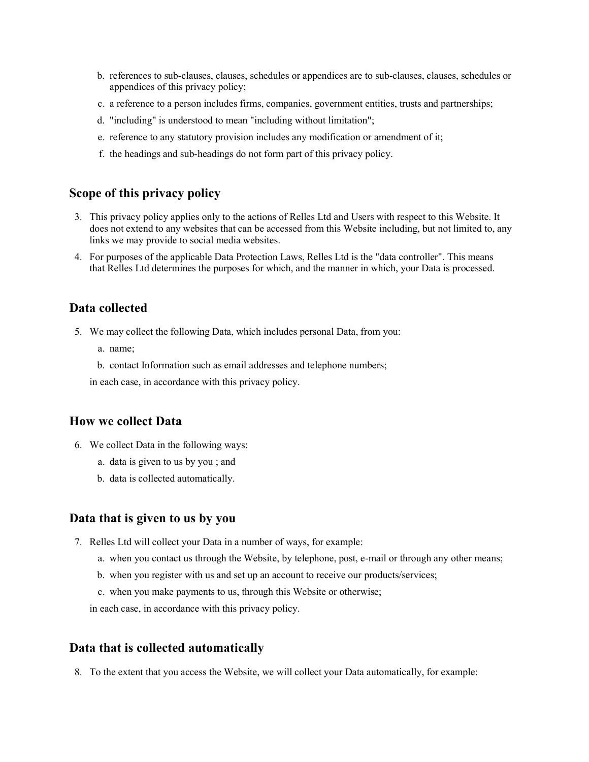b. references to sub-clauses, clauses, schedules or appendices are to sub-clauses, clauses, schedules or appendices of this privacy policy;

c. a reference to a person includes firms, companies, government entities, trusts and partnerships;

d. "including" is understood to mean "including without limitation";

e. reference to any statutory provision includes any modification or amendment of it;

f. the headings and sub-headings do not form part of this privacy policy.

## Scope of this privacy policy

3. This privacy policy applies only to the actions of Relles Ltd and Users with respect to this Website. It does not extend to any websites that can be accessed from this Website including, but not limited to, any links we may provide to social media websites.
4. For purposes of the applicable Data Protection Laws, Relles Ltd is the "data controller". This means that Relles Ltd determines the purposes for which, and the manner in which, your Data is processed.

## Data collected

5. We may collect the following Data, which includes personal Data, from you:

   a. name;

   b. contact Information such as email addresses and telephone numbers;

   in each case, in accordance with this privacy policy.

## How we collect Data

6. We collect Data in the following ways:

   a. data is given to us by you ; and

   b. data is collected automatically.

## Data that is given to us by you

7. Relles Ltd will collect your Data in a number of ways, for example:

   a. when you contact us through the Website, by telephone, post, e-mail or through any other means;

   b. when you register with us and set up an account to receive our products/services;

   c. when you make payments to us, through this Website or otherwise;

   in each case, in accordance with this privacy policy.

## Data that is collected automatically

8. To the extent that you access the Website, we will collect your Data automatically, for example: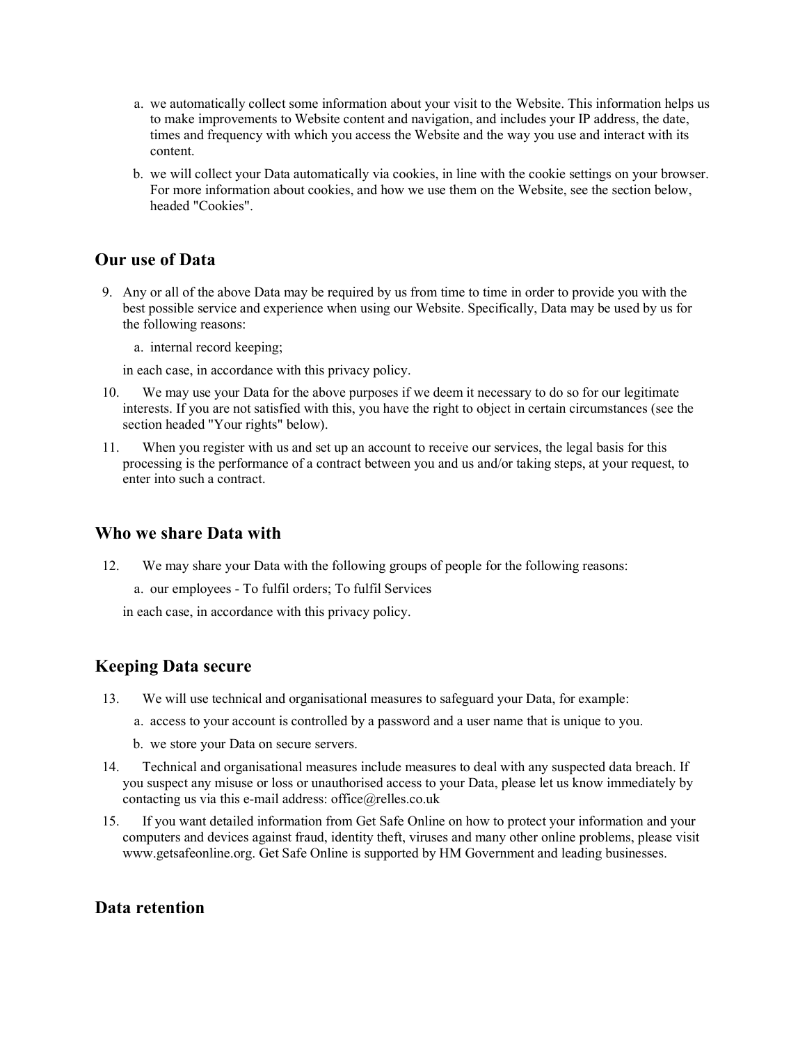a. we automatically collect some information about your visit to the Website. This information helps us to make improvements to Website content and navigation, and includes your IP address, the date, times and frequency with which you access the Website and the way you use and interact with its content.

b. we will collect your Data automatically via cookies, in line with the cookie settings on your browser. For more information about cookies, and how we use them on the Website, see the section below, headed "Cookies".

## Our use of Data

9. Any or all of the above Data may be required by us from time to time in order to provide you with the best possible service and experience when using our Website. Specifically, Data may be used by us for the following reasons:

   a. internal record keeping;

   in each case, in accordance with this privacy policy.

10. We may use your Data for the above purposes if we deem it necessary to do so for our legitimate interests. If you are not satisfied with this, you have the right to object in certain circumstances (see the section headed "Your rights" below).

11. When you register with us and set up an account to receive our services, the legal basis for this processing is the performance of a contract between you and us and/or taking steps, at your request, to enter into such a contract.

## Who we share Data with

12. We may share your Data with the following groups of people for the following reasons:

    a. our employees - To fulfil orders; To fulfil Services

    in each case, in accordance with this privacy policy.

## Keeping Data secure

13. We will use technical and organisational measures to safeguard your Data, for example:

    a. access to your account is controlled by a password and a user name that is unique to you.

    b. we store your Data on secure servers.

14. Technical and organisational measures include measures to deal with any suspected data breach. If you suspect any misuse or loss or unauthorised access to your Data, please let us know immediately by contacting us via this e-mail address: office@relles.co.uk

15. If you want detailed information from Get Safe Online on how to protect your information and your computers and devices against fraud, identity theft, viruses and many other online problems, please visit www.getsafeonline.org. Get Safe Online is supported by HM Government and leading businesses.

## Data retention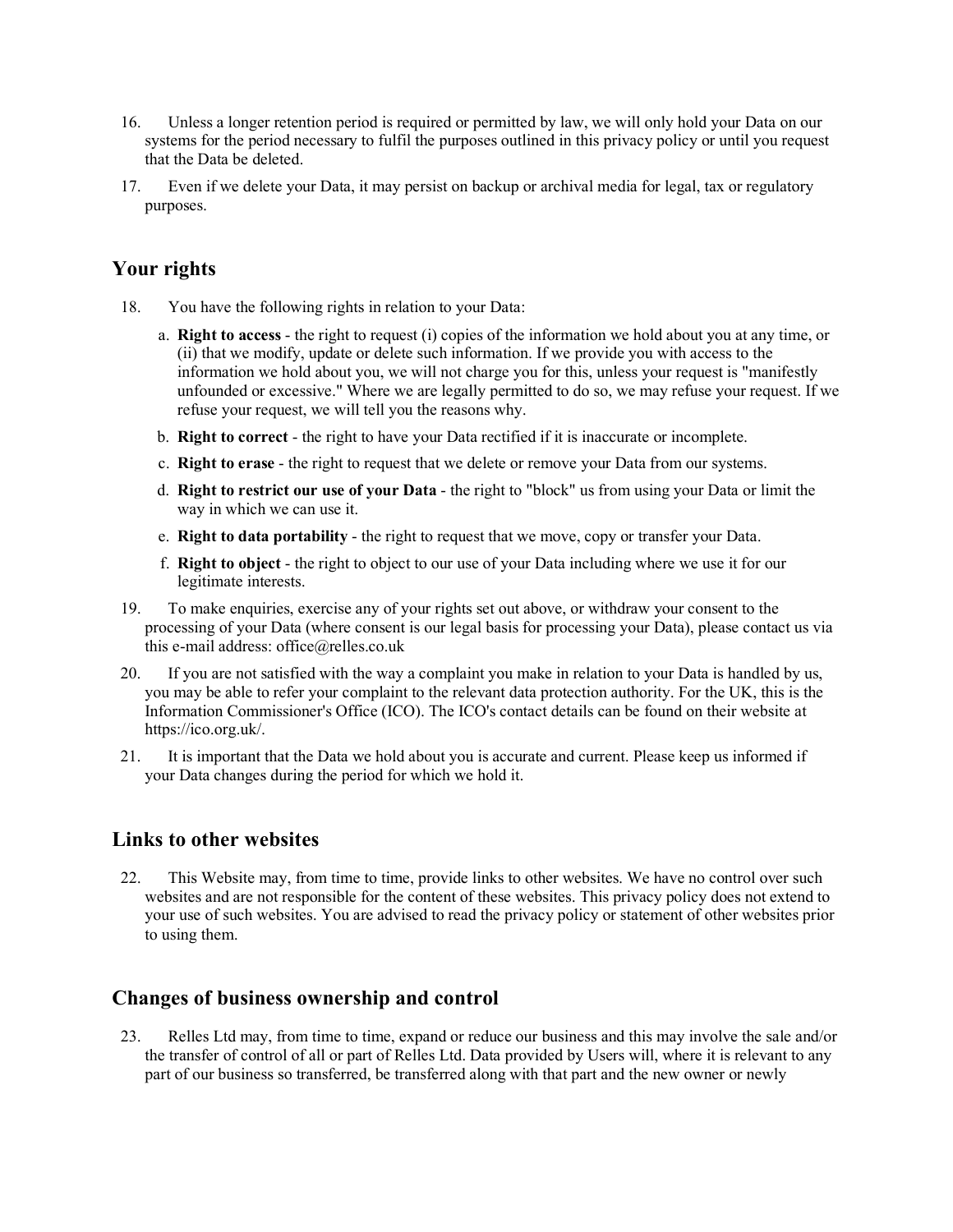16. Unless a longer retention period is required or permitted by law, we will only hold your Data on our systems for the period necessary to fulfil the purposes outlined in this privacy policy or until you request that the Data be deleted.
17. Even if we delete your Data, it may persist on backup or archival media for legal, tax or regulatory purposes.

## Your rights

18. You have the following rights in relation to your Data:
    a. **Right to access** - the right to request (i) copies of the information we hold about you at any time, or (ii) that we modify, update or delete such information. If we provide you with access to the information we hold about you, we will not charge you for this, unless your request is "manifestly unfounded or excessive." Where we are legally permitted to do so, we may refuse your request. If we refuse your request, we will tell you the reasons why.
    b. **Right to correct** - the right to have your Data rectified if it is inaccurate or incomplete.
    c. **Right to erase** - the right to request that we delete or remove your Data from our systems.
    d. **Right to restrict our use of your Data** - the right to "block" us from using your Data or limit the way in which we can use it.
    e. **Right to data portability** - the right to request that we move, copy or transfer your Data.
    f. **Right to object** - the right to object to our use of your Data including where we use it for our legitimate interests.
19. To make enquiries, exercise any of your rights set out above, or withdraw your consent to the processing of your Data (where consent is our legal basis for processing your Data), please contact us via this e-mail address: office@relles.co.uk
20. If you are not satisfied with the way a complaint you make in relation to your Data is handled by us, you may be able to refer your complaint to the relevant data protection authority. For the UK, this is the Information Commissioner's Office (ICO). The ICO's contact details can be found on their website at https://ico.org.uk/.
21. It is important that the Data we hold about you is accurate and current. Please keep us informed if your Data changes during the period for which we hold it.

## Links to other websites

22. This Website may, from time to time, provide links to other websites. We have no control over such websites and are not responsible for the content of these websites. This privacy policy does not extend to your use of such websites. You are advised to read the privacy policy or statement of other websites prior to using them.

## Changes of business ownership and control

23. Relles Ltd may, from time to time, expand or reduce our business and this may involve the sale and/or the transfer of control of all or part of Relles Ltd. Data provided by Users will, where it is relevant to any part of our business so transferred, be transferred along with that part and the new owner or newly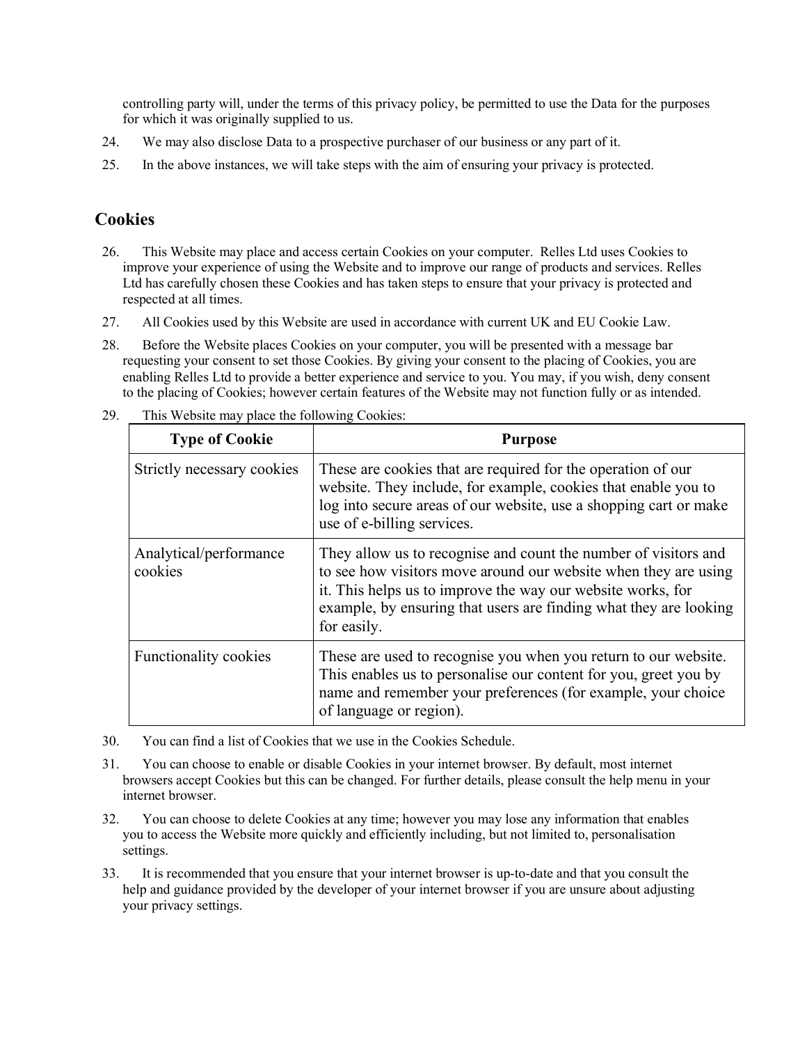controlling party will, under the terms of this privacy policy, be permitted to use the Data for the purposes for which it was originally supplied to us.

24. We may also disclose Data to a prospective purchaser of our business or any part of it.

25. In the above instances, we will take steps with the aim of ensuring your privacy is protected.

## Cookies

26. This Website may place and access certain Cookies on your computer. Relles Ltd uses Cookies to improve your experience of using the Website and to improve our range of products and services. Relles Ltd has carefully chosen these Cookies and has taken steps to ensure that your privacy is protected and respected at all times.

27. All Cookies used by this Website are used in accordance with current UK and EU Cookie Law.

28. Before the Website places Cookies on your computer, you will be presented with a message bar requesting your consent to set those Cookies. By giving your consent to the placing of Cookies, you are enabling Relles Ltd to provide a better experience and service to you. You may, if you wish, deny consent to the placing of Cookies; however certain features of the Website may not function fully or as intended.

29. This Website may place the following Cookies:

| Type of Cookie | Purpose |
|---|---|
| Strictly necessary cookies | These are cookies that are required for the operation of our website. They include, for example, cookies that enable you to log into secure areas of our website, use a shopping cart or make use of e-billing services. |
| Analytical/performance cookies | They allow us to recognise and count the number of visitors and to see how visitors move around our website when they are using it. This helps us to improve the way our website works, for example, by ensuring that users are finding what they are looking for easily. |
| Functionality cookies | These are used to recognise you when you return to our website. This enables us to personalise our content for you, greet you by name and remember your preferences (for example, your choice of language or region). |

30. You can find a list of Cookies that we use in the Cookies Schedule.

31. You can choose to enable or disable Cookies in your internet browser. By default, most internet browsers accept Cookies but this can be changed. For further details, please consult the help menu in your internet browser.

32. You can choose to delete Cookies at any time; however you may lose any information that enables you to access the Website more quickly and efficiently including, but not limited to, personalisation settings.

33. It is recommended that you ensure that your internet browser is up-to-date and that you consult the help and guidance provided by the developer of your internet browser if you are unsure about adjusting your privacy settings.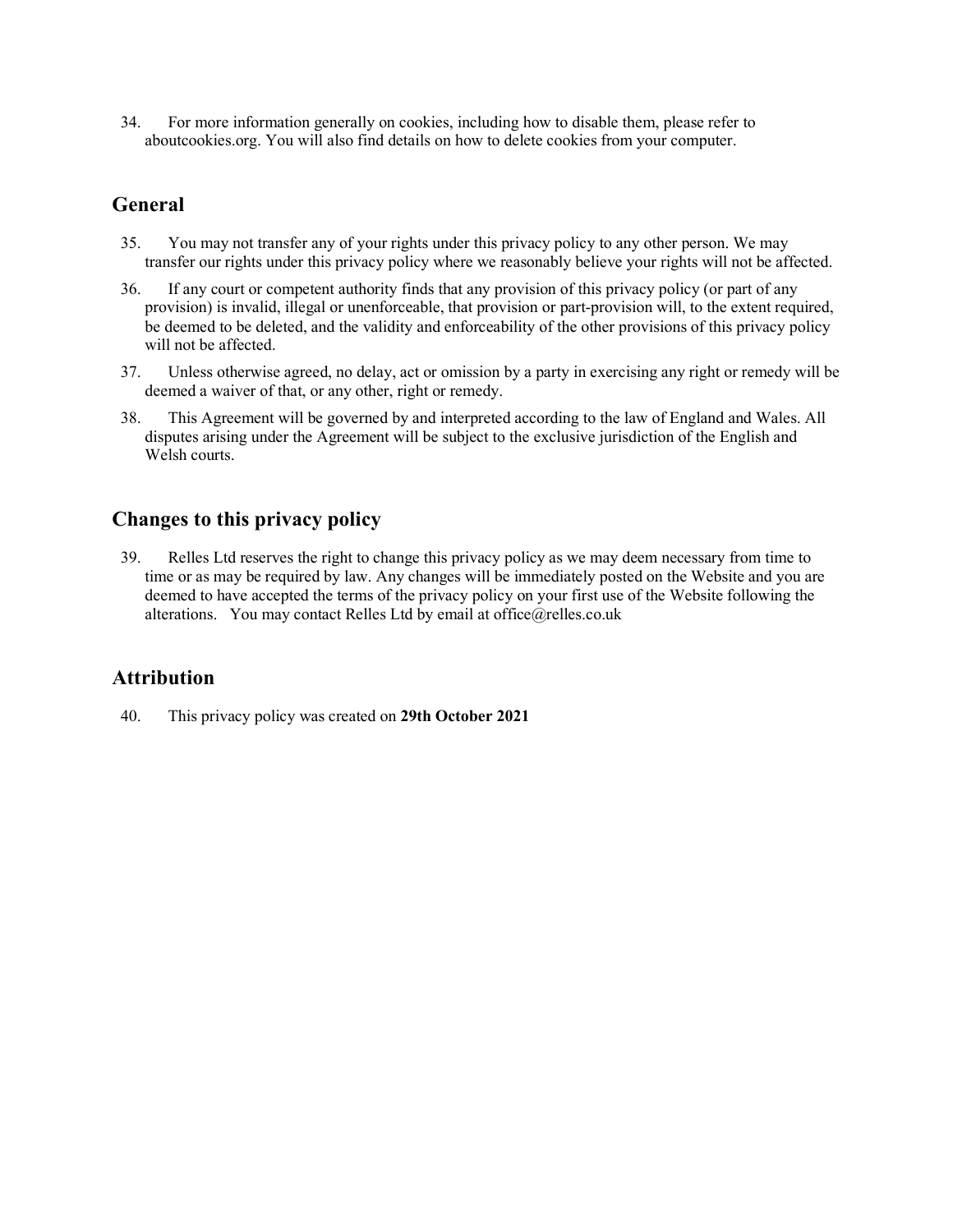34. For more information generally on cookies, including how to disable them, please refer to aboutcookies.org. You will also find details on how to delete cookies from your computer.

## General

35. You may not transfer any of your rights under this privacy policy to any other person. We may transfer our rights under this privacy policy where we reasonably believe your rights will not be affected.
36. If any court or competent authority finds that any provision of this privacy policy (or part of any provision) is invalid, illegal or unenforceable, that provision or part-provision will, to the extent required, be deemed to be deleted, and the validity and enforceability of the other provisions of this privacy policy will not be affected.
37. Unless otherwise agreed, no delay, act or omission by a party in exercising any right or remedy will be deemed a waiver of that, or any other, right or remedy.
38. This Agreement will be governed by and interpreted according to the law of England and Wales. All disputes arising under the Agreement will be subject to the exclusive jurisdiction of the English and Welsh courts.

## Changes to this privacy policy

39. Relles Ltd reserves the right to change this privacy policy as we may deem necessary from time to time or as may be required by law. Any changes will be immediately posted on the Website and you are deemed to have accepted the terms of the privacy policy on your first use of the Website following the alterations. You may contact Relles Ltd by email at office@relles.co.uk

## Attribution

40. This privacy policy was created on **29th October 2021**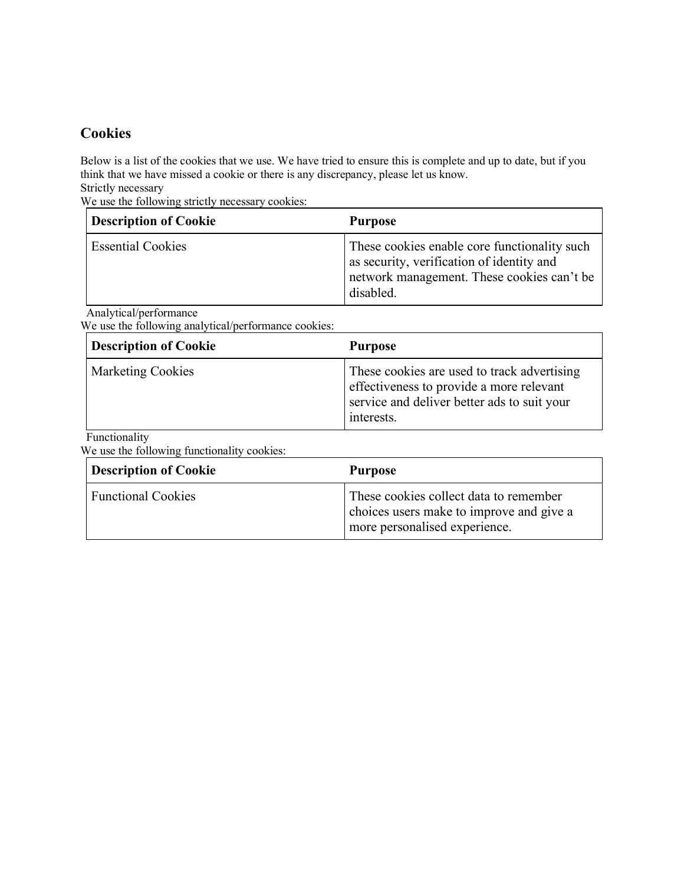## Cookies

Below is a list of the cookies that we use. We have tried to ensure this is complete and up to date, but if you think that we have missed a cookie or there is any discrepancy, please let us know.

Strictly necessary

We use the following strictly necessary cookies:

| Description of Cookie | Purpose |
|---|---|
| Essential Cookies | These cookies enable core functionality such as security, verification of identity and network management. These cookies can't be disabled. |

Analytical/performance

We use the following analytical/performance cookies:

| Description of Cookie | Purpose |
|---|---|
| Marketing Cookies | These cookies are used to track advertising effectiveness to provide a more relevant service and deliver better ads to suit your interests. |

Functionality

We use the following functionality cookies:

| Description of Cookie | Purpose |
|---|---|
| Functional Cookies | These cookies collect data to remember choices users make to improve and give a more personalised experience. |